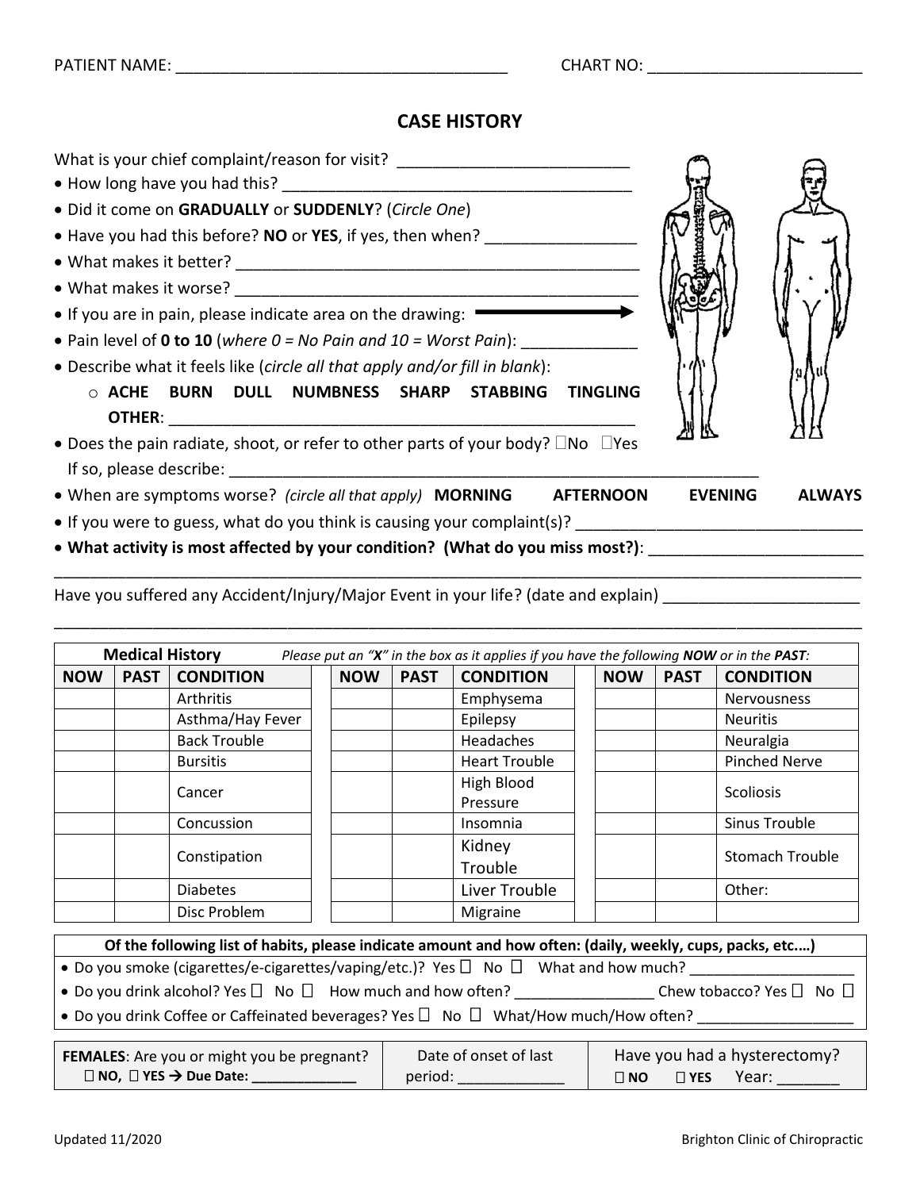PATIENT NAME: ____________________________________ CHART NO: ________________________

# CASE HISTORY

What is your chief complaint/reason for visit? __________________________

- How long have you had this? ________________________________________
- Did it come on **GRADUALLY** or **SUDDENLY**? (*Circle One*)
- Have you had this before? **NO** or **YES**, if yes, then when? _________________
- What makes it better? ______________________________________________
- What makes it worse? ______________________________________________
- If you are in pain, please indicate area on the drawing: ⟶
- Pain level of **0 to 10** (*where 0 = No Pain and 10 = Worst Pain*): ____________
- Describe what it feels like (*circle all that apply and/or fill in blank*):
  - **ACHE BURN DULL NUMBNESS SHARP STABBING TINGLING OTHER**: ______________________________________________________
- Does the pain radiate, shoot, or refer to other parts of your body? ☐No ☐Yes
  If so, please describe: ______________________________________________________________
- When are symptoms worse? *(circle all that apply)* **MORNING AFTERNOON EVENING ALWAYS**
- If you were to guess, what do you think is causing your complaint(s)? ________________________________
- **What activity is most affected by your condition? (What do you miss most?)**: ________________________
_____________________________________________________________________________________

Have you suffered any Accident/Injury/Major Event in your life? (date and explain) ______________________
_____________________________________________________________________________________

**Medical History** *Please put an "**X**" in the box as it applies if you have the following **NOW** or in the **PAST**:*

| NOW | PAST | CONDITION | NOW | PAST | CONDITION | NOW | PAST | CONDITION |
|---|---|---|---|---|---|---|---|---|
| | | Arthritis | | | Emphysema | | | Nervousness |
| | | Asthma/Hay Fever | | | Epilepsy | | | Neuritis |
| | | Back Trouble | | | Headaches | | | Neuralgia |
| | | Bursitis | | | Heart Trouble | | | Pinched Nerve |
| | | Cancer | | | High Blood Pressure | | | Scoliosis |
| | | Concussion | | | Insomnia | | | Sinus Trouble |
| | | Constipation | | | Kidney Trouble | | | Stomach Trouble |
| | | Diabetes | | | Liver Trouble | | | Other: |
| | | Disc Problem | | | Migraine | | | |

**Of the following list of habits, please indicate amount and how often: (daily, weekly, cups, packs, etc.…)**

- Do you smoke (cigarettes/e-cigarettes/vaping/etc.)? Yes ☐ No ☐ What and how much? ____________________
- Do you drink alcohol? Yes ☐ No ☐ How much and how often? ________________ Chew tobacco? Yes ☐ No ☐
- Do you drink Coffee or Caffeinated beverages? Yes ☐ No ☐ What/How much/How often? ___________________

| **FEMALES**: Are you or might you be pregnant? ☐ **NO**, ☐ **YES → Due Date:** ______________ | Date of onset of last period: _____________ | Have you had a hysterectomy? ☐ **NO** ☐ **YES** Year: _______ |
|---|---|---|

Updated 11/2020 Brighton Clinic of Chiropractic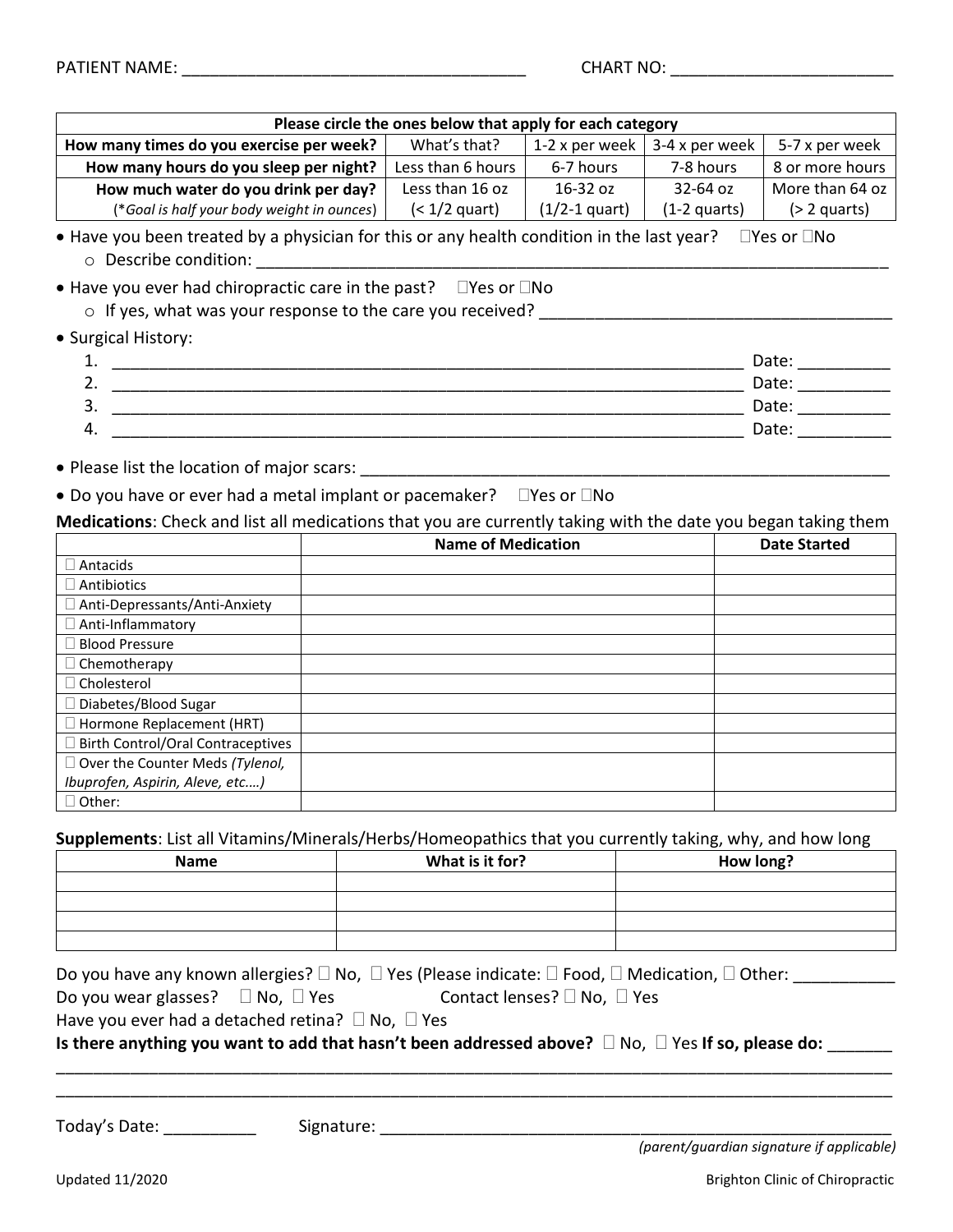PATIENT NAME: ______________________________________ CHART NO: ________________________

| Please circle the ones below that apply for each category | | | | |
|---|---|---|---|---|
| **How many times do you exercise per week?** | What's that? | 1-2 x per week | 3-4 x per week | 5-7 x per week |
| **How many hours do you sleep per night?** | Less than 6 hours | 6-7 hours | 7-8 hours | 8 or more hours |
| **How much water do you drink per day?** (*Goal is half your body weight in ounces*) | Less than 16 oz (< 1/2 quart) | 16-32 oz (1/2-1 quart) | 32-64 oz (1-2 quarts) | More than 64 oz (> 2 quarts) |

- Have you been treated by a physician for this or any health condition in the last year? ☐Yes or ☐No
  - Describe condition: ______________________________________________________________________
- Have you ever had chiropractic care in the past? ☐Yes or ☐No
  - If yes, what was your response to the care you received? ______________________________________
- Surgical History:
  1. ______________________________________________________________________ Date: __________
  2. ______________________________________________________________________ Date: __________
  3. ______________________________________________________________________ Date: __________
  4. ______________________________________________________________________ Date: __________
- Please list the location of major scars: _____________________________________________________________
- Do you have or ever had a metal implant or pacemaker? ☐Yes or ☐No

**Medications**: Check and list all medications that you are currently taking with the date you began taking them

| | Name of Medication | Date Started |
|---|---|---|
| ☐ Antacids | | |
| ☐ Antibiotics | | |
| ☐ Anti-Depressants/Anti-Anxiety | | |
| ☐ Anti-Inflammatory | | |
| ☐ Blood Pressure | | |
| ☐ Chemotherapy | | |
| ☐ Cholesterol | | |
| ☐ Diabetes/Blood Sugar | | |
| ☐ Hormone Replacement (HRT) | | |
| ☐ Birth Control/Oral Contraceptives | | |
| ☐ Over the Counter Meds *(Tylenol, Ibuprofen, Aspirin, Aleve, etc....)* | | |
| ☐ Other: | | |

**Supplements**: List all Vitamins/Minerals/Herbs/Homeopathics that you currently taking, why, and how long

| Name | What is it for? | How long? |
|---|---|---|
| | | |
| | | |
| | | |
| | | |

Do you have any known allergies? ☐ No, ☐ Yes (Please indicate: ☐ Food, ☐ Medication, ☐ Other: ___________

Do you wear glasses? ☐ No, ☐ Yes Contact lenses? ☐ No, ☐ Yes

Have you ever had a detached retina? ☐ No, ☐ Yes

**Is there anything you want to add that hasn't been addressed above?** ☐ No, ☐ Yes **If so, please do:** _______

_____________________________________________________________________________________________

_____________________________________________________________________________________________

Today's Date: __________ Signature: ___________________________________________________________

*(parent/guardian signature if applicable)*

Updated 11/2020

Brighton Clinic of Chiropractic